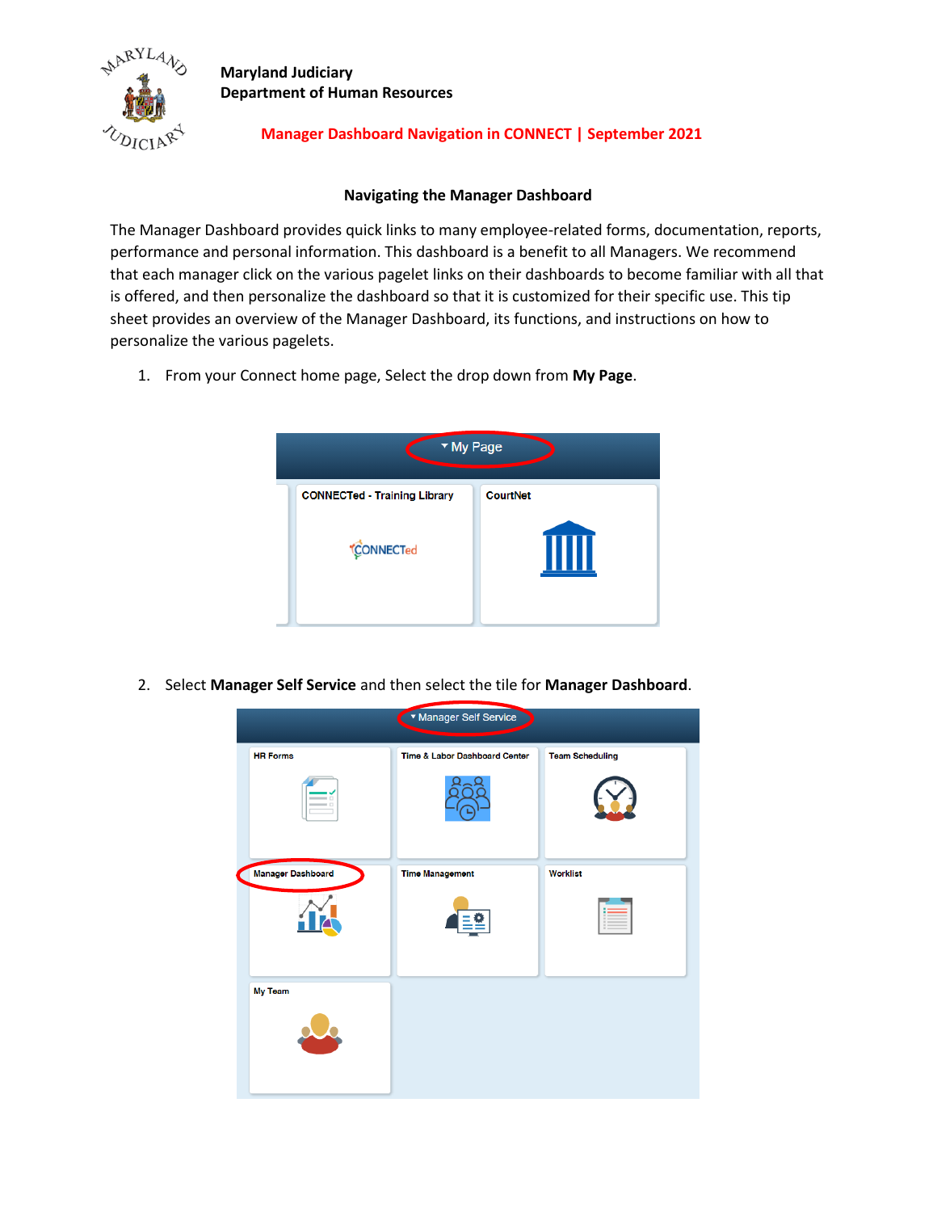Maryland Judiciary
Department of Human Resources

**Manager Dashboard Navigation in CONNECT | September 2021**

## Navigating the Manager Dashboard

The Manager Dashboard provides quick links to many employee-related forms, documentation, reports, performance and personal information. This dashboard is a benefit to all Managers. We recommend that each manager click on the various pagelet links on their dashboards to become familiar with all that is offered, and then personalize the dashboard so that it is customized for their specific use. This tip sheet provides an overview of the Manager Dashboard, its functions, and instructions on how to personalize the various pagelets.

1. From your Connect home page, Select the drop down from **My Page**.

2. Select **Manager Self Service** and then select the tile for **Manager Dashboard**.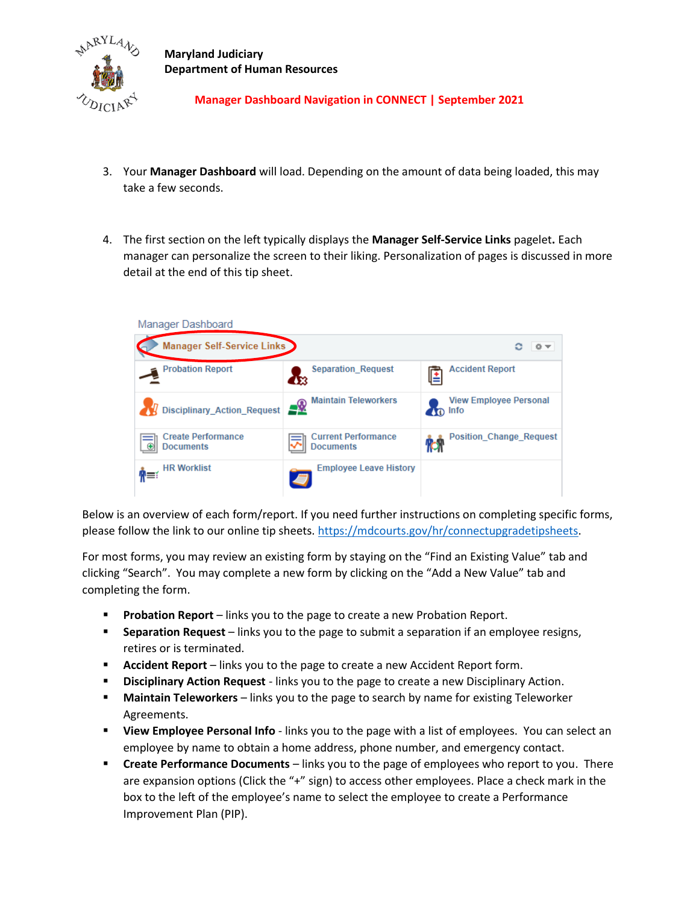3. Your **Manager Dashboard** will load. Depending on the amount of data being loaded, this may take a few seconds.

4. The first section on the left typically displays the **Manager Self-Service Links** pagelet**.** Each manager can personalize the screen to their liking. Personalization of pages is discussed in more detail at the end of this tip sheet.

Below is an overview of each form/report. If you need further instructions on completing specific forms, please follow the link to our online tip sheets. [https://mdcourts.gov/hr/connectupgradetipsheets](https://mdcourts.gov/hr/connectupgradetipsheets).

For most forms, you may review an existing form by staying on the "Find an Existing Value" tab and clicking "Search". You may complete a new form by clicking on the "Add a New Value" tab and completing the form.

- **Probation Report** – links you to the page to create a new Probation Report.
- **Separation Request** – links you to the page to submit a separation if an employee resigns, retires or is terminated.
- **Accident Report** – links you to the page to create a new Accident Report form.
- **Disciplinary Action Request** - links you to the page to create a new Disciplinary Action.
- **Maintain Teleworkers** – links you to the page to search by name for existing Teleworker Agreements.
- **View Employee Personal Info** - links you to the page with a list of employees. You can select an employee by name to obtain a home address, phone number, and emergency contact.
- **Create Performance Documents** – links you to the page of employees who report to you. There are expansion options (Click the "+" sign) to access other employees. Place a check mark in the box to the left of the employee's name to select the employee to create a Performance Improvement Plan (PIP).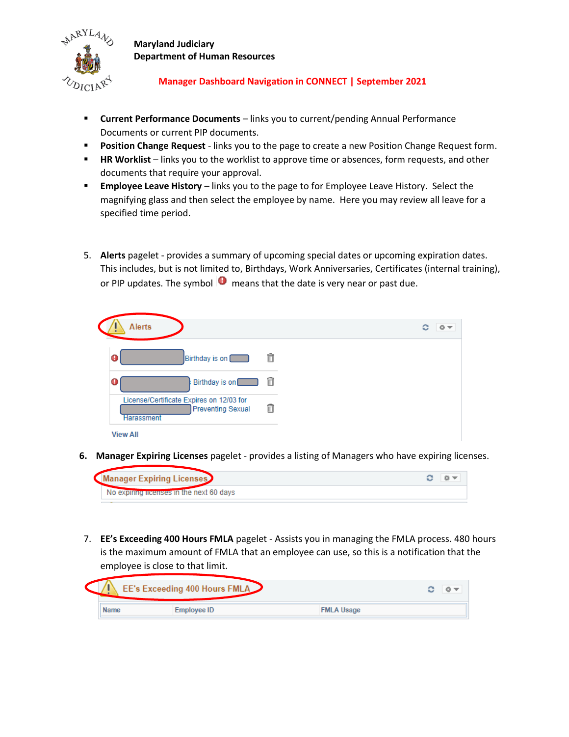- **Current Performance Documents** – links you to current/pending Annual Performance Documents or current PIP documents.
- **Position Change Request** - links you to the page to create a new Position Change Request form.
- **HR Worklist** – links you to the worklist to approve time or absences, form requests, and other documents that require your approval.
- **Employee Leave History** – links you to the page to for Employee Leave History. Select the magnifying glass and then select the employee by name. Here you may review all leave for a specified time period.

5. **Alerts** pagelet - provides a summary of upcoming special dates or upcoming expiration dates. This includes, but is not limited to, Birthdays, Work Anniversaries, Certificates (internal training), or PIP updates. The symbol ❗ means that the date is very near or past due.

6. **Manager Expiring Licenses** pagelet - provides a listing of Managers who have expiring licenses.

7. **EE's Exceeding 400 Hours FMLA** pagelet - Assists you in managing the FMLA process. 480 hours is the maximum amount of FMLA that an employee can use, so this is a notification that the employee is close to that limit.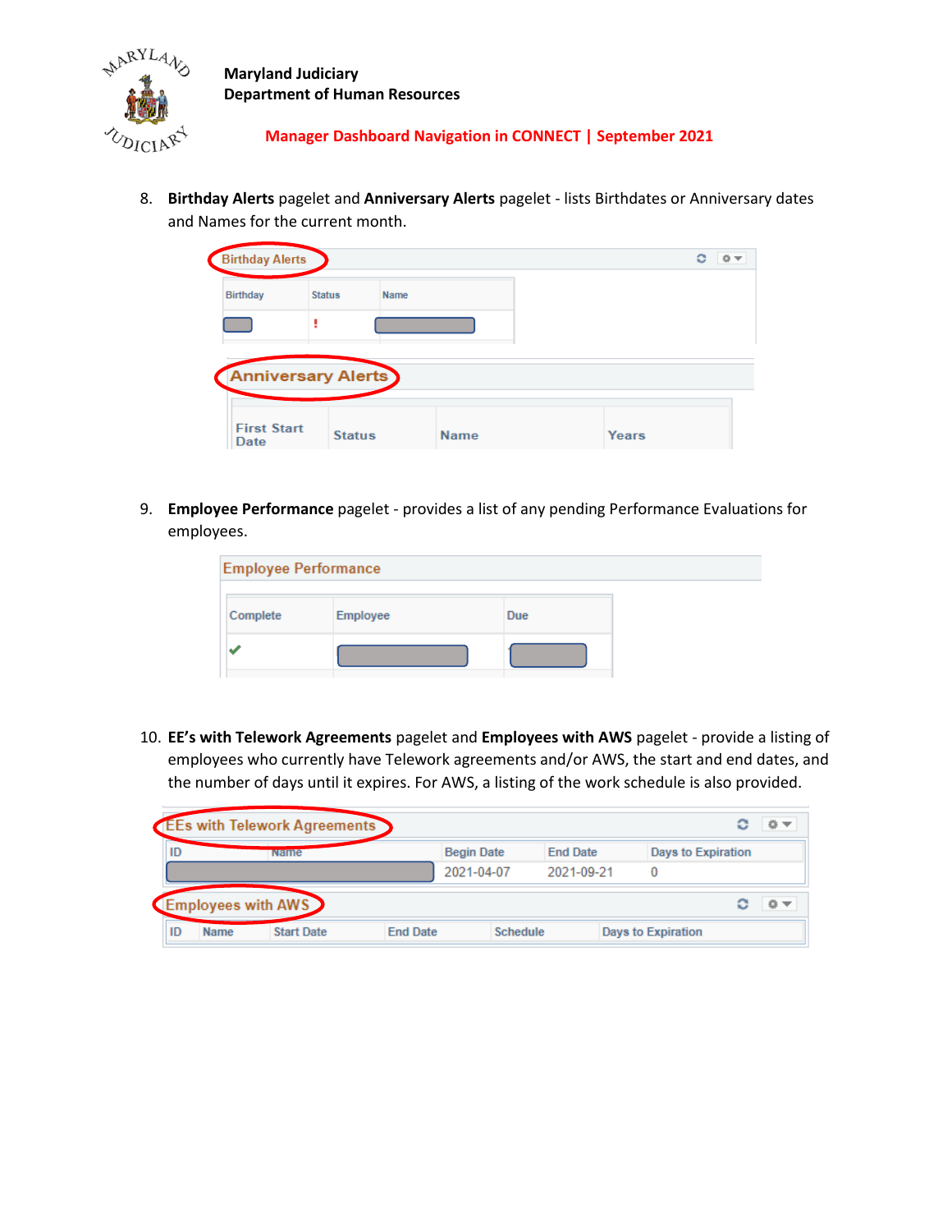8. **Birthday Alerts** pagelet and **Anniversary Alerts** pagelet - lists Birthdates or Anniversary dates and Names for the current month.

9. **Employee Performance** pagelet - provides a list of any pending Performance Evaluations for employees.

10. **EE's with Telework Agreements** pagelet and **Employees with AWS** pagelet - provide a listing of employees who currently have Telework agreements and/or AWS, the start and end dates, and the number of days until it expires. For AWS, a listing of the work schedule is also provided.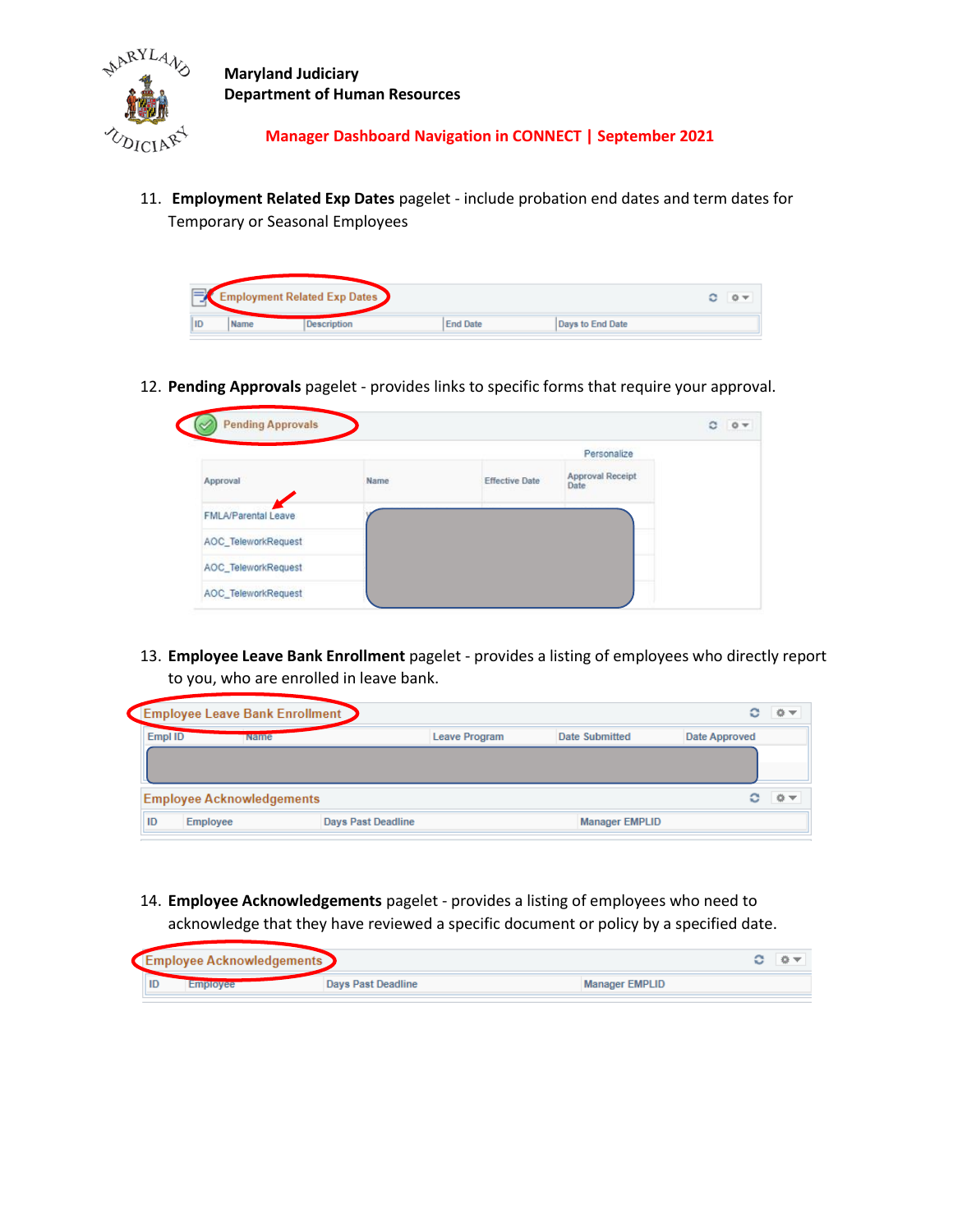11. **Employment Related Exp Dates** pagelet - include probation end dates and term dates for Temporary or Seasonal Employees

| ID | Name | Description | End Date | Days to End Date |
|---|---|---|---|---|

12. **Pending Approvals** pagelet - provides links to specific forms that require your approval.

| Approval | Name | Effective Date | Approval Receipt Date |
|---|---|---|---|
| FMLA/Parental Leave | | | |
| AOC_TeleworkRequest | | | |
| AOC_TeleworkRequest | | | |
| AOC_TeleworkRequest | | | |

13. **Employee Leave Bank Enrollment** pagelet - provides a listing of employees who directly report to you, who are enrolled in leave bank.

| Empl ID | Name | Leave Program | Date Submitted | Date Approved |
|---|---|---|---|---|

| ID | Employee | Days Past Deadline | Manager EMPLID |
|---|---|---|---|

14. **Employee Acknowledgements** pagelet - provides a listing of employees who need to acknowledge that they have reviewed a specific document or policy by a specified date.

| ID | Employee | Days Past Deadline | Manager EMPLID |
|---|---|---|---|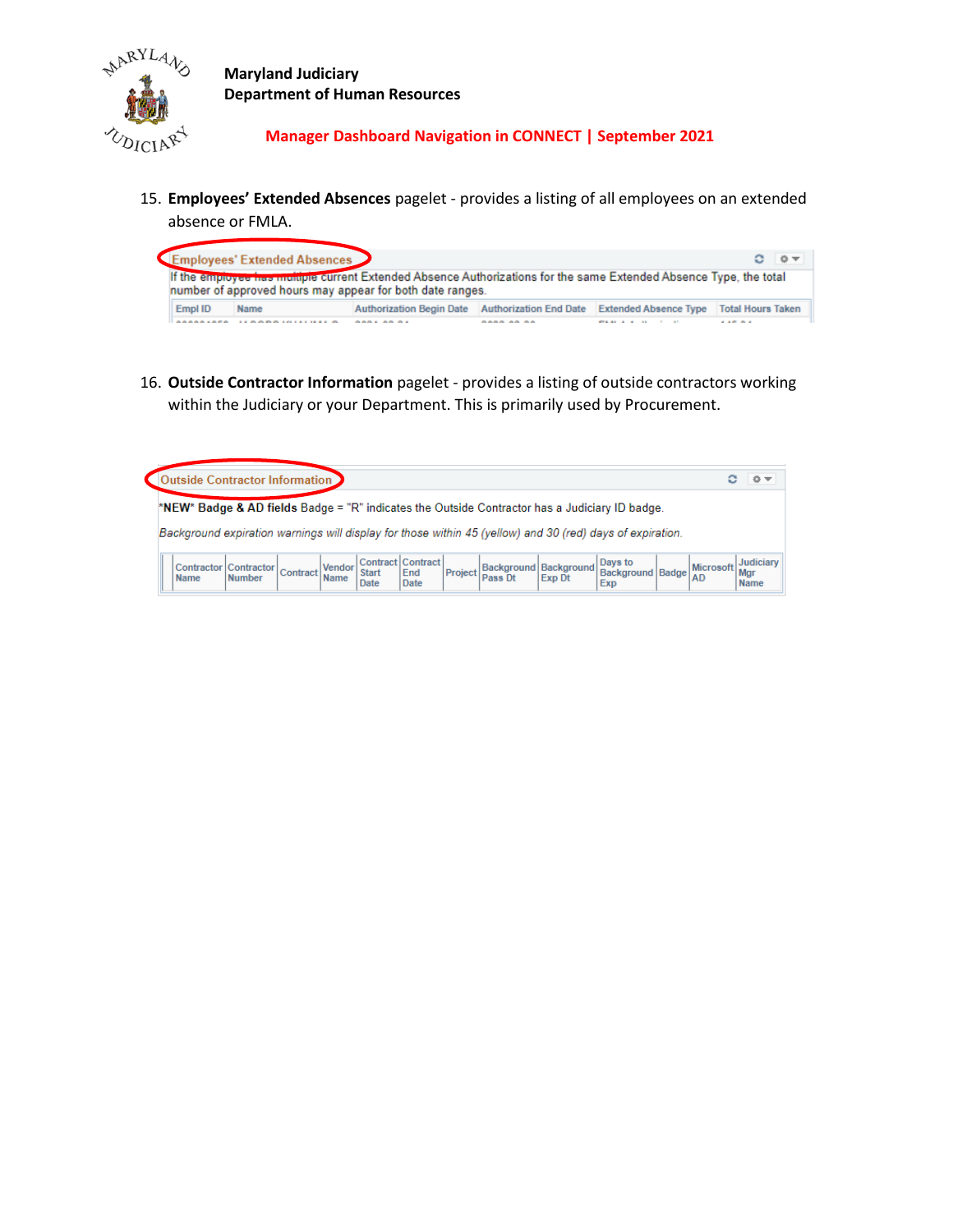15. **Employees' Extended Absences** pagelet - provides a listing of all employees on an extended absence or FMLA.

Employees' Extended Absences

If the employee has multiple current Extended Absence Authorizations for the same Extended Absence Type, the total number of approved hours may appear for both date ranges.

| Empl ID | Name | Authorization Begin Date | Authorization End Date | Extended Absence Type | Total Hours Taken |
|---|---|---|---|---|---|

16. **Outside Contractor Information** pagelet - provides a listing of outside contractors working within the Judiciary or your Department. This is primarily used by Procurement.

Outside Contractor Information

\*NEW\* **Badge & AD fields** Badge = "R" indicates the Outside Contractor has a Judiciary ID badge.

*Background expiration warnings will display for those within 45 (yellow) and 30 (red) days of expiration.*

| Contractor Name | Contractor Number | Contract | Vendor Name | Contract Start Date | Contract End Date | Project | Background Pass Dt | Background Exp Dt | Days to Background Exp | Badge | Microsoft AD | Judiciary Mgr Name |
|---|---|---|---|---|---|---|---|---|---|---|---|---|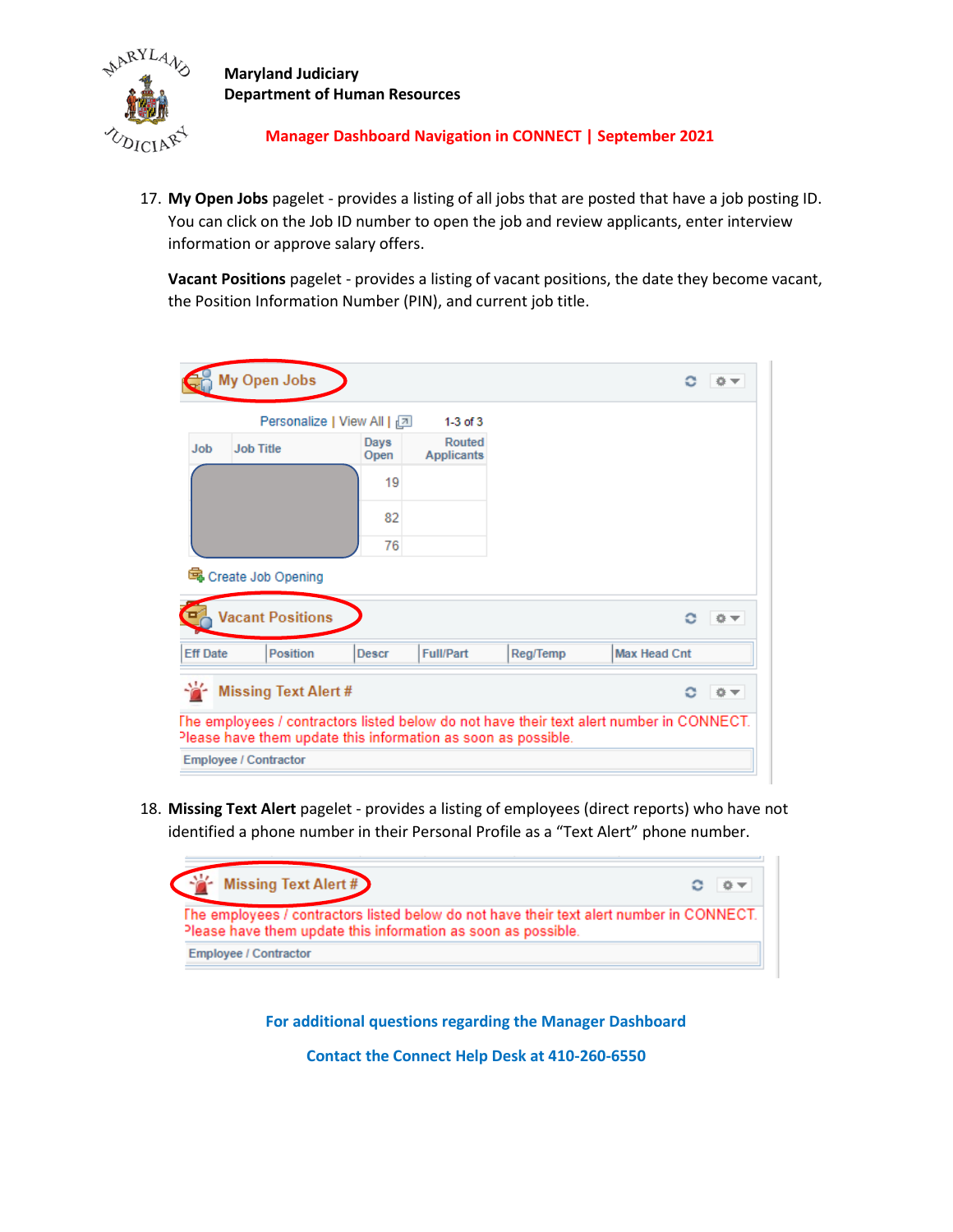17. **My Open Jobs** pagelet - provides a listing of all jobs that are posted that have a job posting ID. You can click on the Job ID number to open the job and review applicants, enter interview information or approve salary offers.

    **Vacant Positions** pagelet - provides a listing of vacant positions, the date they become vacant, the Position Information Number (PIN), and current job title.

18. **Missing Text Alert** pagelet - provides a listing of employees (direct reports) who have not identified a phone number in their Personal Profile as a "Text Alert" phone number.

**For additional questions regarding the Manager Dashboard**

**Contact the Connect Help Desk at 410-260-6550**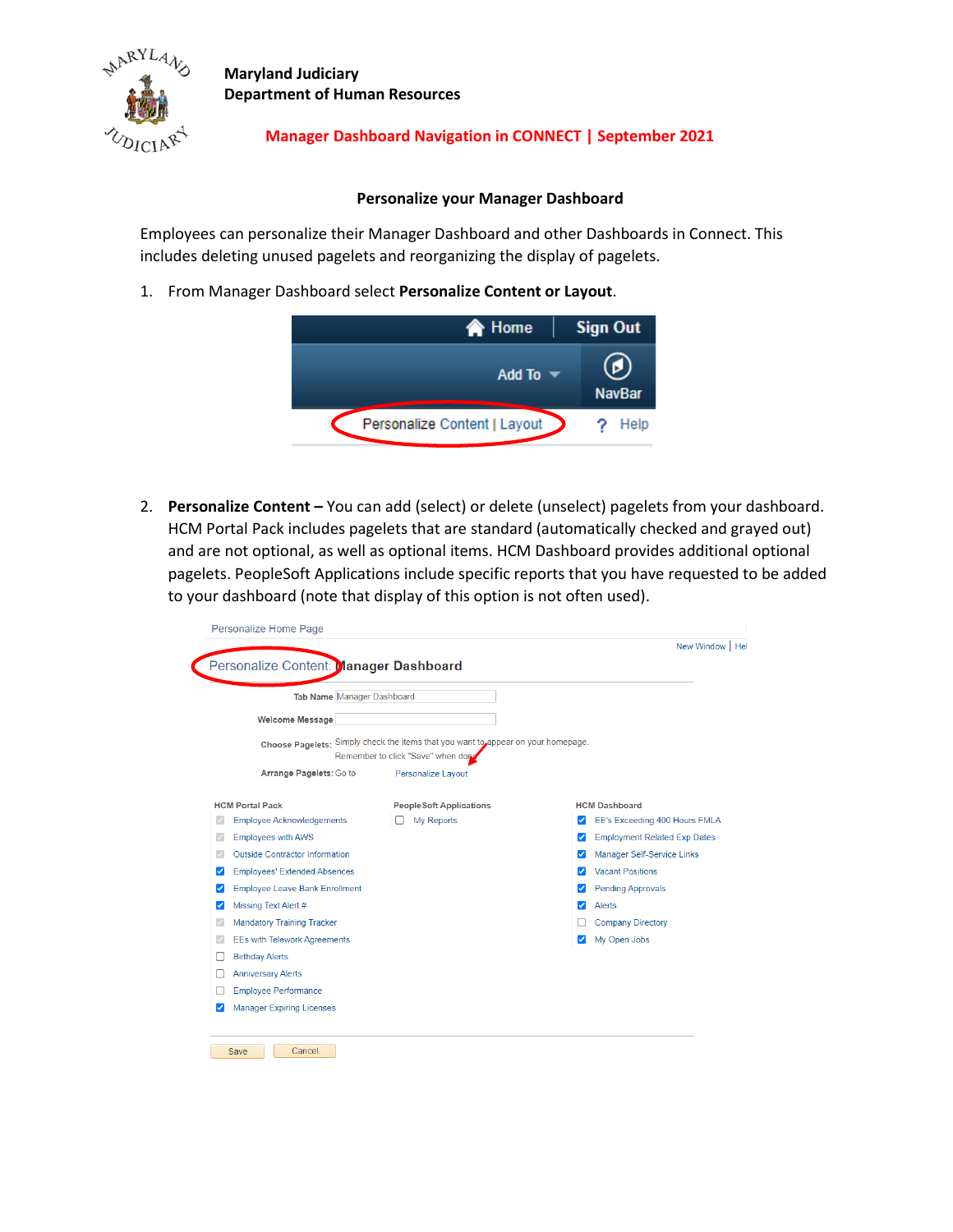**Maryland Judiciary**
**Department of Human Resources**

**Manager Dashboard Navigation in CONNECT | September 2021**

### Personalize your Manager Dashboard

Employees can personalize their Manager Dashboard and other Dashboards in Connect. This includes deleting unused pagelets and reorganizing the display of pagelets.

1. From Manager Dashboard select **Personalize Content or Layout**.

2. **Personalize Content –** You can add (select) or delete (unselect) pagelets from your dashboard. HCM Portal Pack includes pagelets that are standard (automatically checked and grayed out) and are not optional, as well as optional items. HCM Dashboard provides additional optional pagelets. PeopleSoft Applications include specific reports that you have requested to be added to your dashboard (note that display of this option is not often used).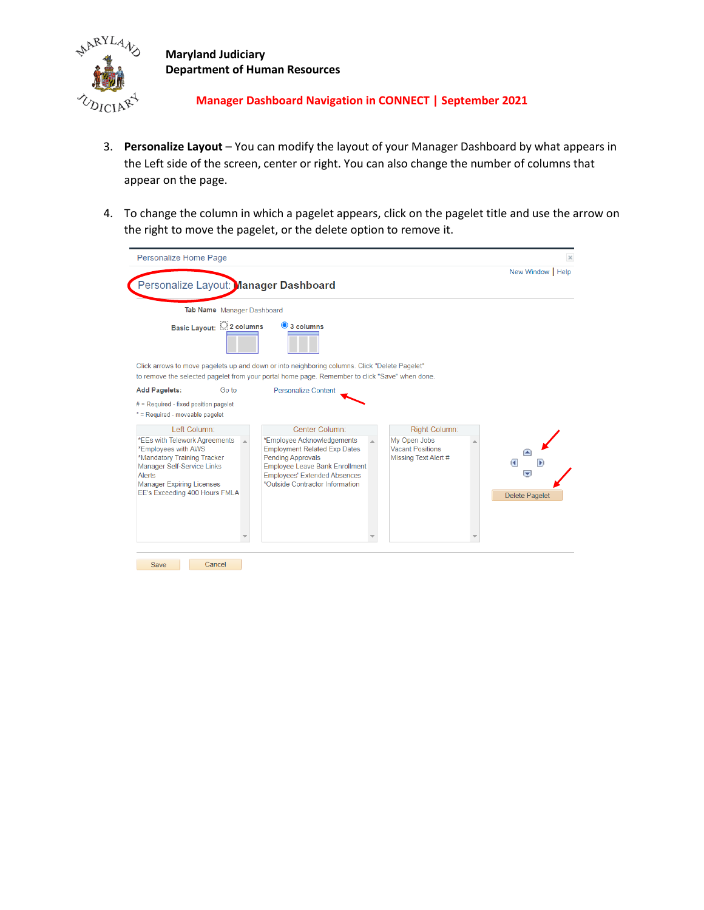3. **Personalize Layout** – You can modify the layout of your Manager Dashboard by what appears in the Left side of the screen, center or right. You can also change the number of columns that appear on the page.

4. To change the column in which a pagelet appears, click on the pagelet title and use the arrow on the right to move the pagelet, or the delete option to remove it.

Personalize Home Page

New Window | Help

Personalize Layout: Manager Dashboard

Tab Name Manager Dashboard

Basic Layout: 2 columns 3 columns

Click arrows to move pagelets up and down or into neighboring columns. Click "Delete Pagelet" to remove the selected pagelet from your portal home page. Remember to click "Save" when done.

Add Pagelets: Go to Personalize Content

# = Required - fixed position pagelet

* = Required - moveable pagelet

| Left Column: | Center Column: | Right Column: |
|---|---|---|
| *EEs with Telework Agreements | *Employee Acknowledgements | My Open Jobs |
| *Employees with AWS | Employment Related Exp Dates | Vacant Positions |
| *Mandatory Training Tracker | Pending Approvals | Missing Text Alert # |
| Manager Self-Service Links | Employee Leave Bank Enrollment | |
| Alerts | Employees' Extended Absences | |
| Manager Expiring Licenses | *Outside Contractor Information | |
| EE's Exceeding 400 Hours FMLA | | |

Delete Pagelet

Save Cancel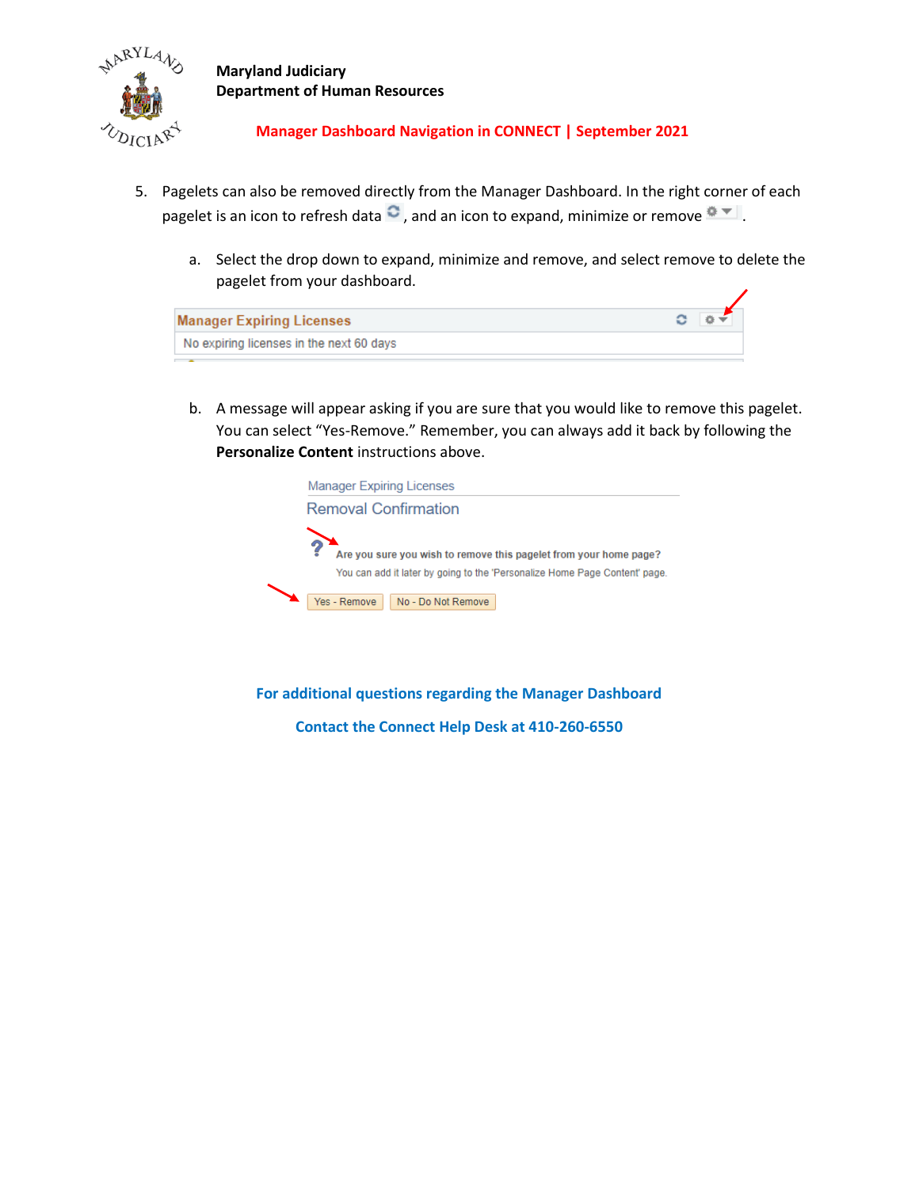5. Pagelets can also be removed directly from the Manager Dashboard. In the right corner of each pagelet is an icon to refresh data, and an icon to expand, minimize or remove.

   a. Select the drop down to expand, minimize and remove, and select remove to delete the pagelet from your dashboard.

   b. A message will appear asking if you are sure that you would like to remove this pagelet. You can select “Yes-Remove.” Remember, you can always add it back by following the **Personalize Content** instructions above.

**For additional questions regarding the Manager Dashboard**

**Contact the Connect Help Desk at 410-260-6550**